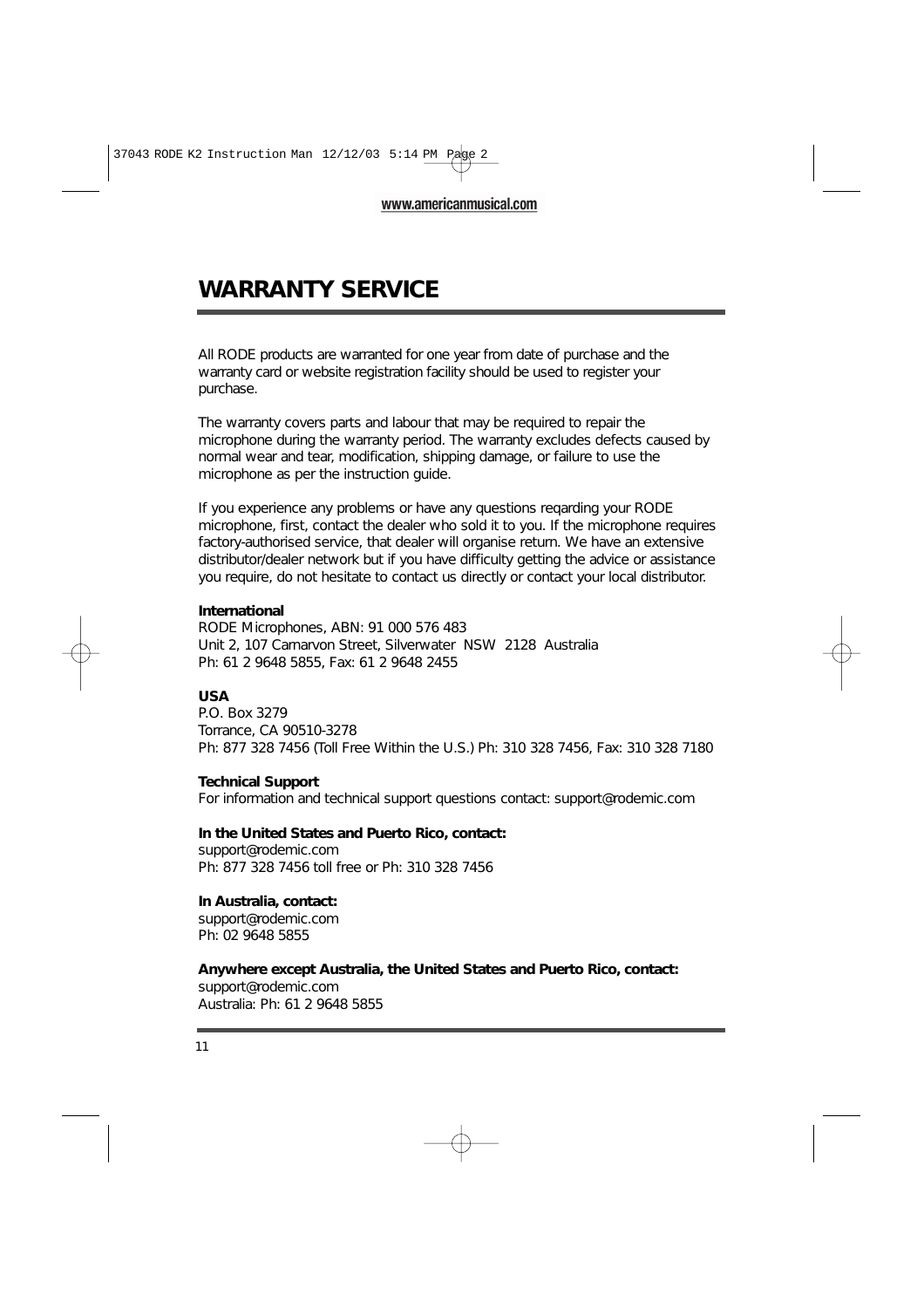# WARRANTY SERVICE

All RODE products are warranted for one year from date of purchase and the warranty card or website registration facility should be used to register your purchase.

The warranty covers parts and labour that may be required to repair the microphone during the warranty period. The warranty excludes defects caused by normal wear and tear, modification, shipping damage, or failure to use the microphone as per the instruction guide.

If you experience any problems or have any questions reqarding your RODE microphone, first, contact the dealer who sold it to you. If the microphone requires factory-authorised service, that dealer will organise return. We have an extensive distributor/dealer network but if you have difficulty getting the advice or assistance you require, do not hesitate to contact us directly or contact your local distributor.

**International**
RODE Microphones, ABN: 91 000 576 483
Unit 2, 107 Carnarvon Street, Silverwater NSW 2128 Australia
Ph: 61 2 9648 5855, Fax: 61 2 9648 2455

**USA**
P.O. Box 3279
Torrance, CA 90510-3278
Ph: 877 328 7456 (Toll Free Within the U.S.) Ph: 310 328 7456, Fax: 310 328 7180

**Technical Support**
For information and technical support questions contact: support@rodemic.com

**In the United States and Puerto Rico, contact:**
support@rodemic.com
Ph: 877 328 7456 toll free or Ph: 310 328 7456

**In Australia, contact:**
support@rodemic.com
Ph: 02 9648 5855

**Anywhere except Australia, the United States and Puerto Rico, contact:**
support@rodemic.com
Australia: Ph: 61 2 9648 5855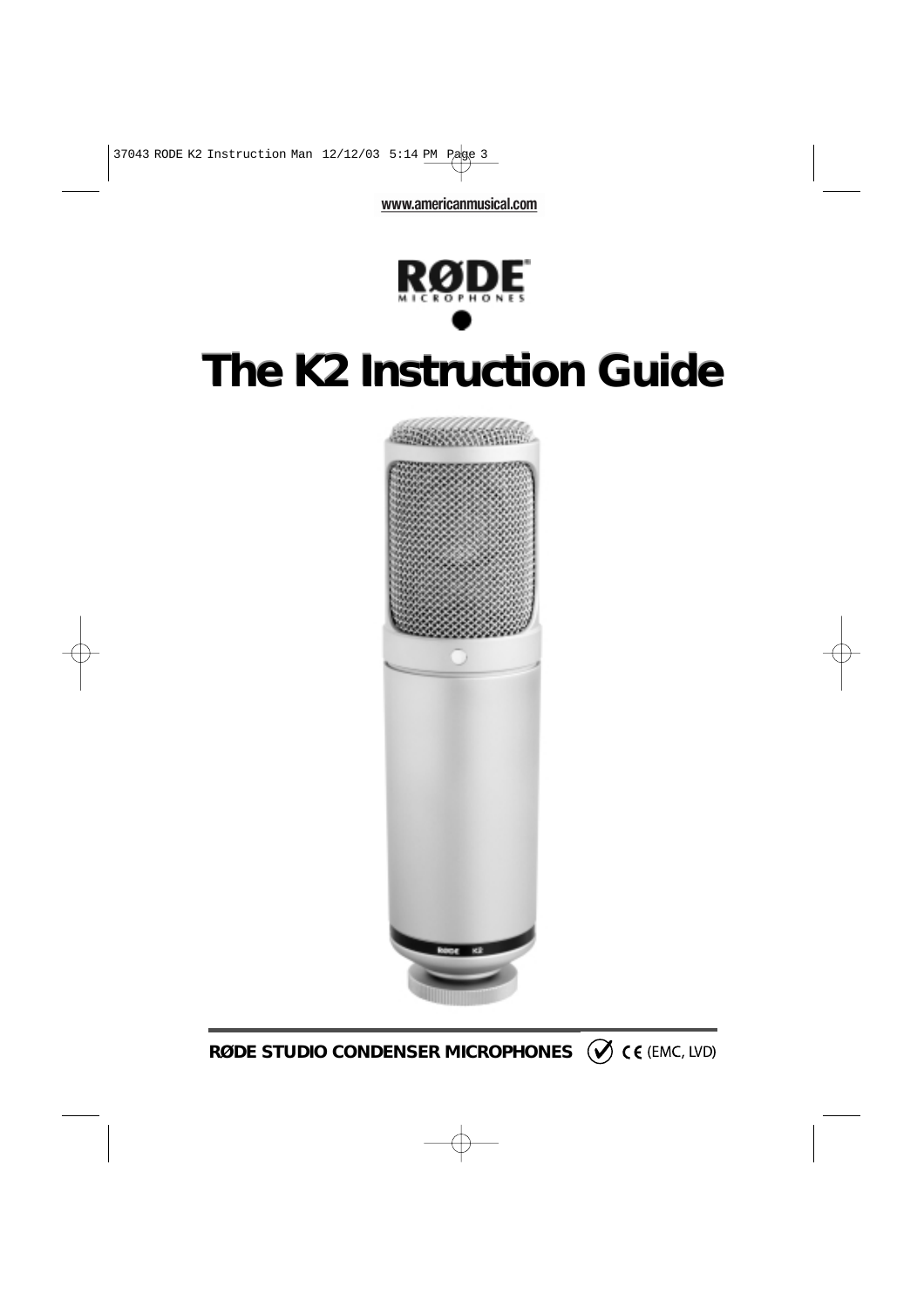www.americanmusical.com

RØDE MICROPHONES

# The K2 Instruction Guide

**RØDE STUDIO CONDENSER MICROPHONES** CE (EMC, LVD)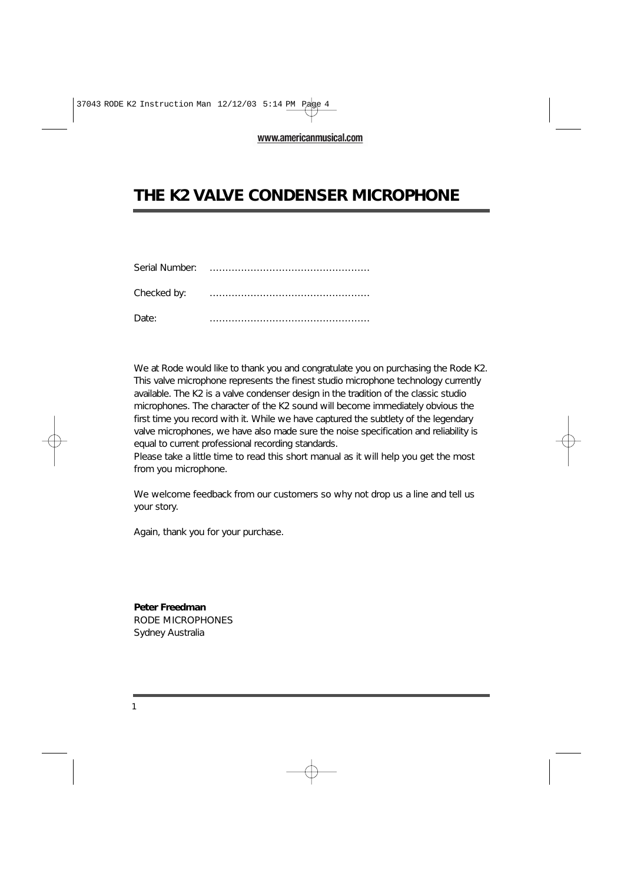# THE K2 VALVE CONDENSER MICROPHONE

Serial Number: ……………………………………………

Checked by: ……………………………………………

Date: ……………………………………………

We at Rode would like to thank you and congratulate you on purchasing the Rode K2. This valve microphone represents the finest studio microphone technology currently available. The K2 is a valve condenser design in the tradition of the classic studio microphones. The character of the K2 sound will become immediately obvious the first time you record with it. While we have captured the subtlety of the legendary valve microphones, we have also made sure the noise specification and reliability is equal to current professional recording standards.
Please take a little time to read this short manual as it will help you get the most from you microphone.

We welcome feedback from our customers so why not drop us a line and tell us your story.

Again, thank you for your purchase.

**Peter Freedman**
RODE MICROPHONES
Sydney Australia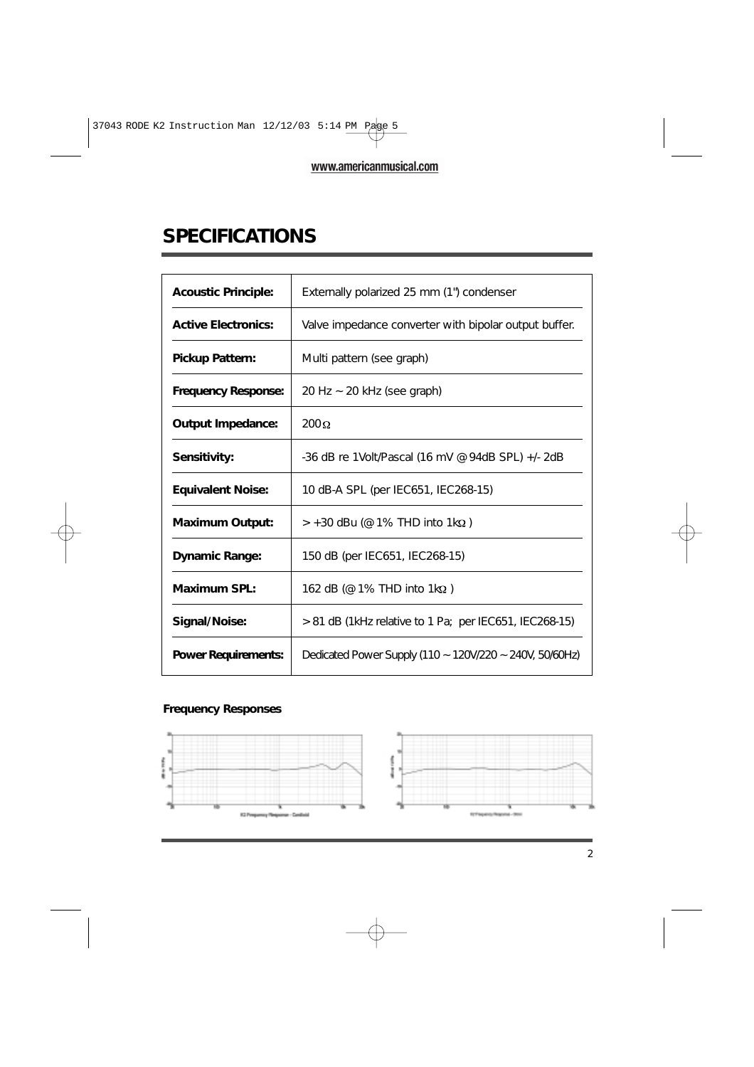# SPECIFICATIONS

| | |
|---|---|
| **Acoustic Principle:** | Externally polarized 25 mm (1") condenser |
| **Active Electronics:** | Valve impedance converter with bipolar output buffer. |
| **Pickup Pattern:** | Multi pattern (see graph) |
| **Frequency Response:** | 20 Hz ~ 20 kHz (see graph) |
| **Output Impedance:** | 200Ω |
| **Sensitivity:** | -36 dB re 1Volt/Pascal (16 mV @ 94dB SPL) +/- 2dB |
| **Equivalent Noise:** | 10 dB-A SPL (per IEC651, IEC268-15) |
| **Maximum Output:** | > +30 dBu (@ 1% THD into 1kΩ) |
| **Dynamic Range:** | 150 dB (per IEC651, IEC268-15) |
| **Maximum SPL:** | 162 dB (@ 1% THD into 1kΩ) |
| **Signal/Noise:** | > 81 dB (1kHz relative to 1 Pa; per IEC651, IEC268-15) |
| **Power Requirements:** | Dedicated Power Supply (110 ~ 120V/220 ~ 240V, 50/60Hz) |

**Frequency Responses**

K2 Frequency Response - Cardioid

K2 Frequency Response - Omni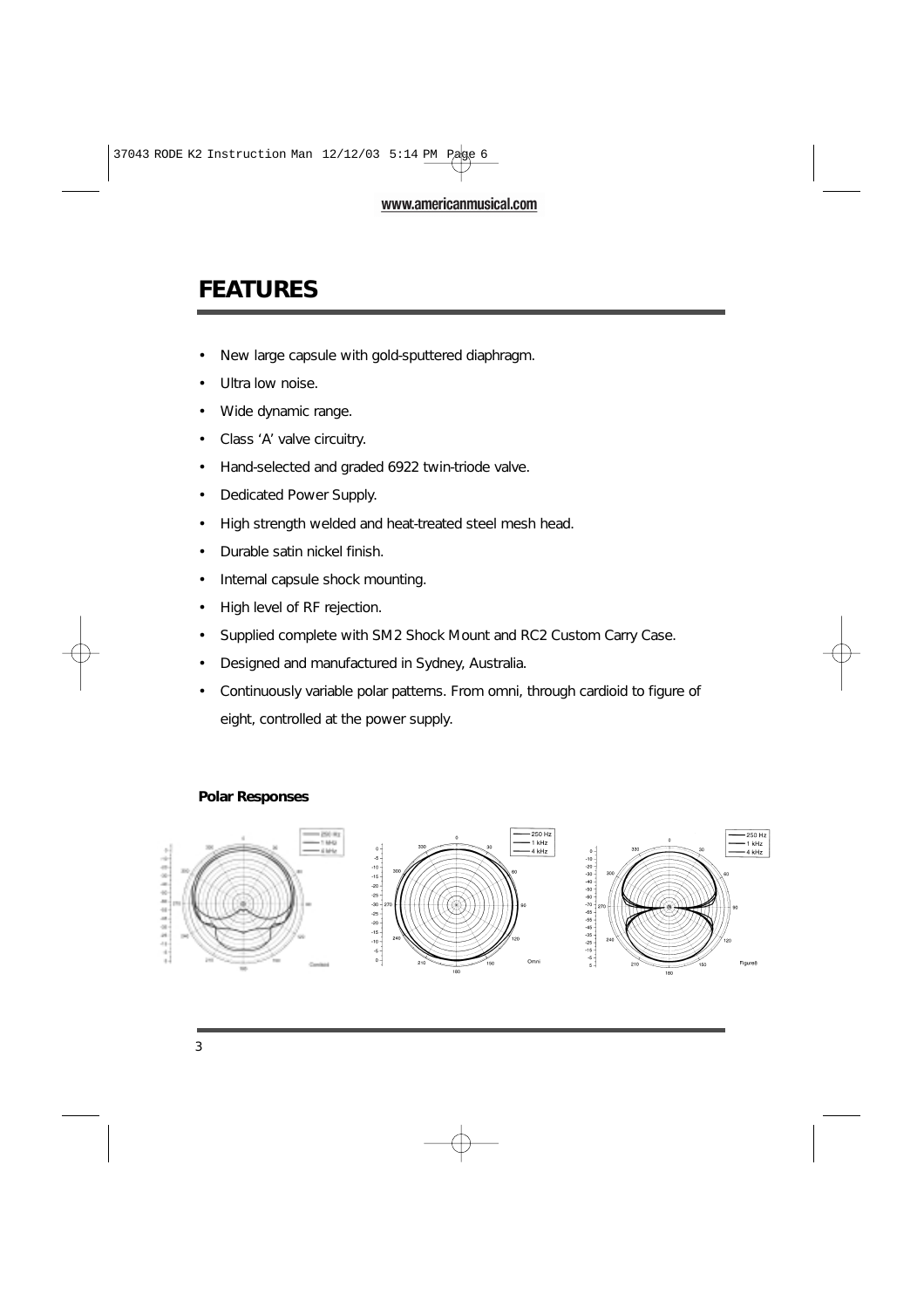# FEATURES

- New large capsule with gold-sputtered diaphragm.
- Ultra low noise.
- Wide dynamic range.
- Class 'A' valve circuitry.
- Hand-selected and graded 6922 twin-triode valve.
- Dedicated Power Supply.
- High strength welded and heat-treated steel mesh head.
- Durable satin nickel finish.
- Internal capsule shock mounting.
- High level of RF rejection.
- Supplied complete with SM2 Shock Mount and RC2 Custom Carry Case.
- Designed and manufactured in Sydney, Australia.
- Continuously variable polar patterns. From omni, through cardioid to figure of eight, controlled at the power supply.

**Polar Responses**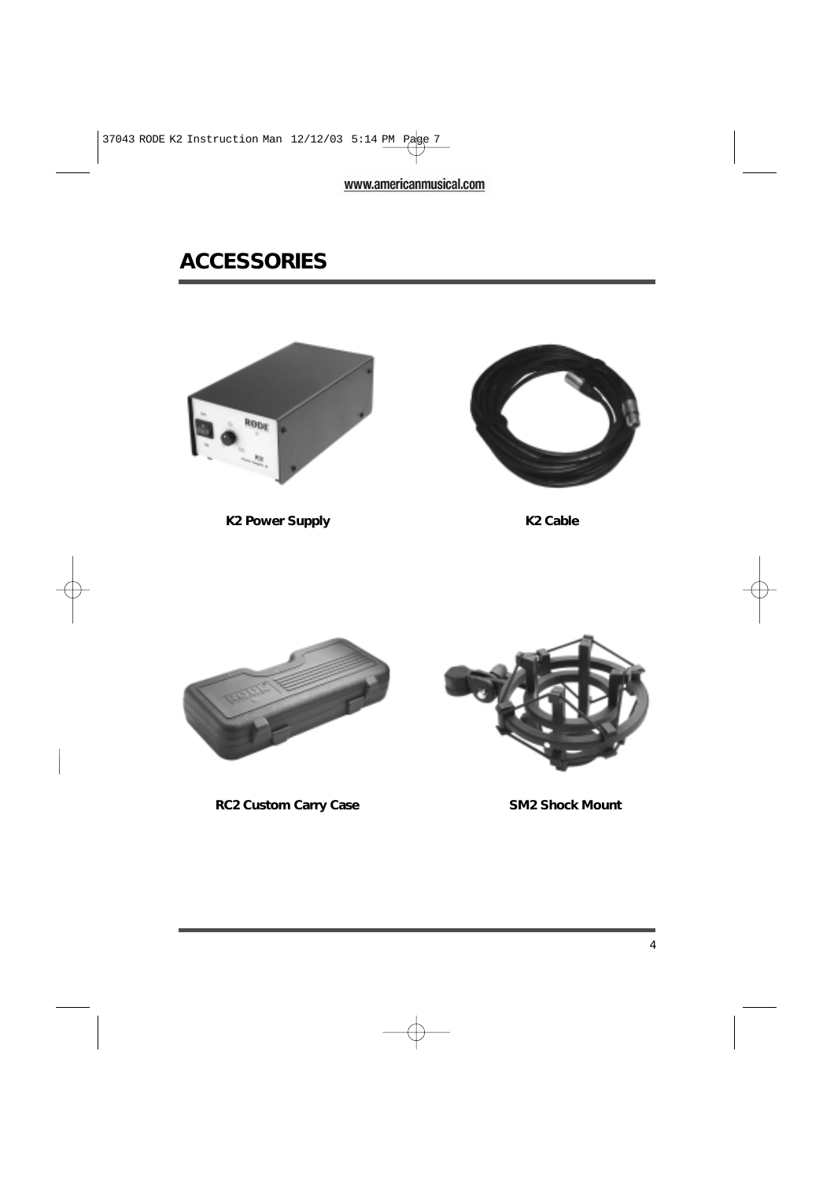## ACCESSORIES

K2 Power Supply

K2 Cable

RC2 Custom Carry Case

SM2 Shock Mount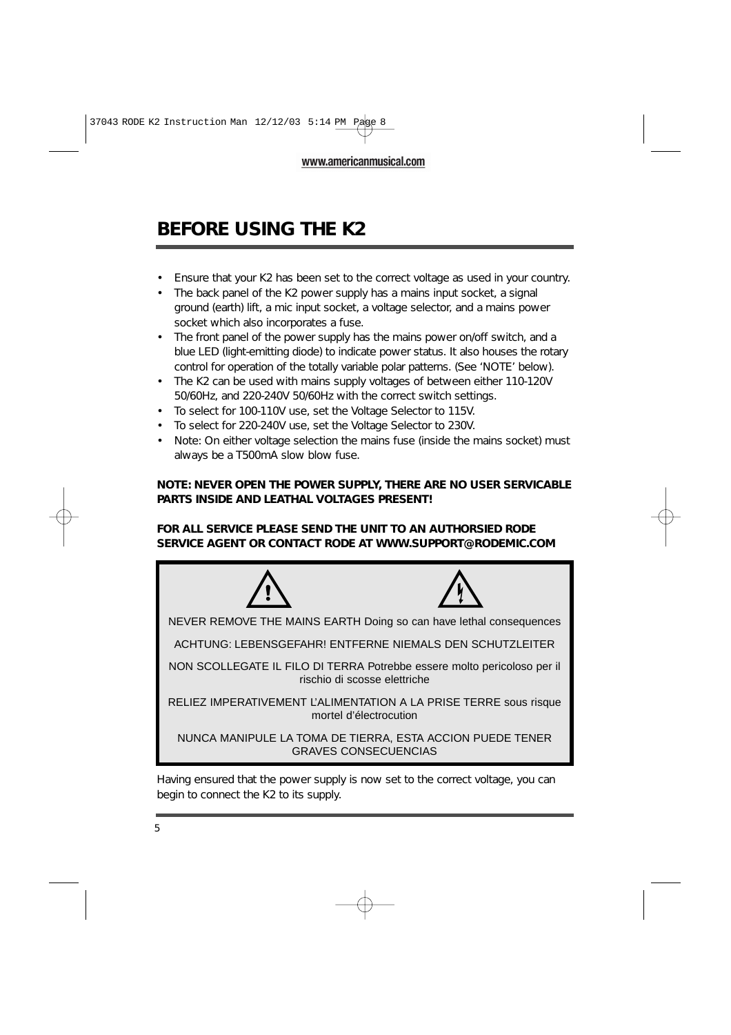# BEFORE USING THE K2

- Ensure that your K2 has been set to the correct voltage as used in your country.
- The back panel of the K2 power supply has a mains input socket, a signal ground (earth) lift, a mic input socket, a voltage selector, and a mains power socket which also incorporates a fuse.
- The front panel of the power supply has the mains power on/off switch, and a blue LED (light-emitting diode) to indicate power status. It also houses the rotary control for operation of the totally variable polar patterns. (See 'NOTE' below).
- The K2 can be used with mains supply voltages of between either 110-120V 50/60Hz, and 220-240V 50/60Hz with the correct switch settings.
- To select for 100-110V use, set the Voltage Selector to 115V.
- To select for 220-240V use, set the Voltage Selector to 230V.
- Note: On either voltage selection the mains fuse (inside the mains socket) must always be a T500mA slow blow fuse.

**NOTE: NEVER OPEN THE POWER SUPPLY, THERE ARE NO USER SERVICABLE PARTS INSIDE AND LEATHAL VOLTAGES PRESENT!**

**FOR ALL SERVICE PLEASE SEND THE UNIT TO AN AUTHORSIED RODE SERVICE AGENT OR CONTACT RODE AT WWW.SUPPORT@RODEMIC.COM**

NEVER REMOVE THE MAINS EARTH Doing so can have lethal consequences

ACHTUNG: LEBENSGEFAHR! ENTFERNE NIEMALS DEN SCHUTZLEITER

NON SCOLLEGATE IL FILO DI TERRA Potrebbe essere molto pericoloso per il rischio di scosse elettriche

RELIEZ IMPERATIVEMENT L'ALIMENTATION A LA PRISE TERRE sous risque mortel d'électrocution

NUNCA MANIPULE LA TOMA DE TIERRA, ESTA ACCION PUEDE TENER GRAVES CONSECUENCIAS

Having ensured that the power supply is now set to the correct voltage, you can begin to connect the K2 to its supply.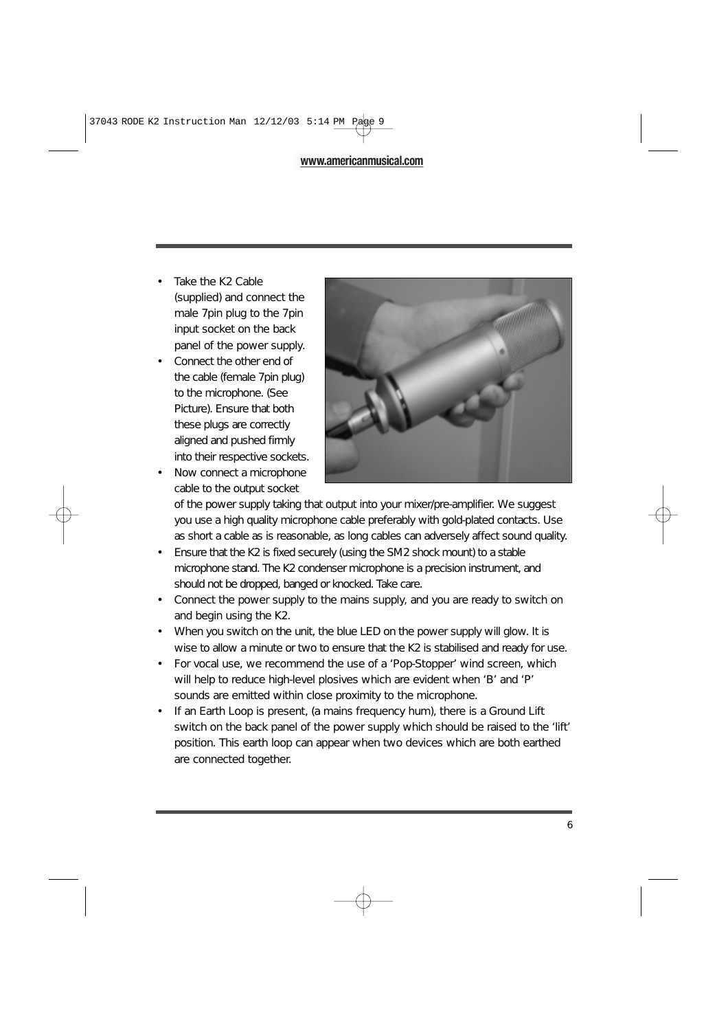- Take the K2 Cable (supplied) and connect the male 7pin plug to the 7pin input socket on the back panel of the power supply.
- Connect the other end of the cable (female 7pin plug) to the microphone. (See Picture). Ensure that both these plugs are correctly aligned and pushed firmly into their respective sockets.
- Now connect a microphone cable to the output socket of the power supply taking that output into your mixer/pre-amplifier. We suggest you use a high quality microphone cable preferably with gold-plated contacts. Use as short a cable as is reasonable, as long cables can adversely affect sound quality.
- Ensure that the K2 is fixed securely (using the SM2 shock mount) to a stable microphone stand. The K2 condenser microphone is a precision instrument, and should not be dropped, banged or knocked. Take care.
- Connect the power supply to the mains supply, and you are ready to switch on and begin using the K2.
- When you switch on the unit, the blue LED on the power supply will glow. It is wise to allow a minute or two to ensure that the K2 is stabilised and ready for use.
- For vocal use, we recommend the use of a 'Pop-Stopper' wind screen, which will help to reduce high-level plosives which are evident when 'B' and 'P' sounds are emitted within close proximity to the microphone.
- If an Earth Loop is present, (a mains frequency hum), there is a Ground Lift switch on the back panel of the power supply which should be raised to the 'lift' position. This earth loop can appear when two devices which are both earthed are connected together.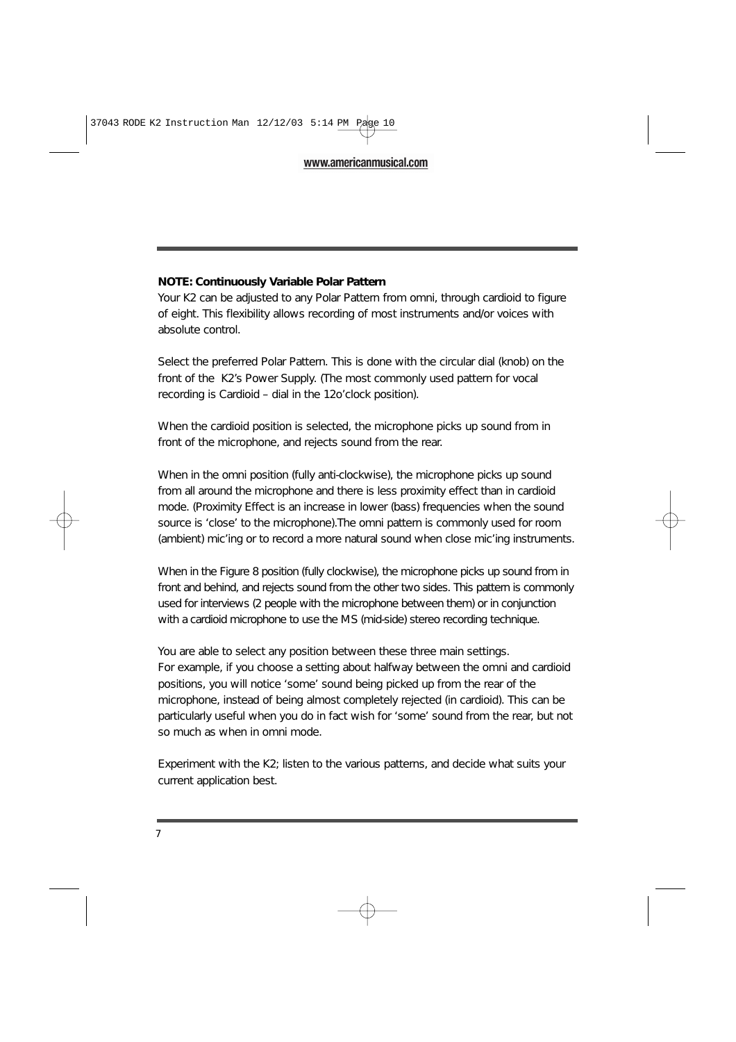**NOTE: Continuously Variable Polar Pattern**

Your K2 can be adjusted to any Polar Pattern from omni, through cardioid to figure of eight. This flexibility allows recording of most instruments and/or voices with absolute control.

Select the preferred Polar Pattern. This is done with the circular dial (knob) on the front of the K2's Power Supply. (The most commonly used pattern for vocal recording is Cardioid – dial in the 12o'clock position).

When the cardioid position is selected, the microphone picks up sound from in front of the microphone, and rejects sound from the rear.

When in the omni position (fully anti-clockwise), the microphone picks up sound from all around the microphone and there is less proximity effect than in cardioid mode. (Proximity Effect is an increase in lower (bass) frequencies when the sound source is 'close' to the microphone).The omni pattern is commonly used for room (ambient) mic'ing or to record a more natural sound when close mic'ing instruments.

When in the Figure 8 position (fully clockwise), the microphone picks up sound from in front and behind, and rejects sound from the other two sides. This pattern is commonly used for interviews (2 people with the microphone between them) or in conjunction with a cardioid microphone to use the MS (mid-side) stereo recording technique.

You are able to select any position between these three main settings.
For example, if you choose a setting about halfway between the omni and cardioid positions, you will notice 'some' sound being picked up from the rear of the microphone, instead of being almost completely rejected (in cardioid). This can be particularly useful when you do in fact wish for 'some' sound from the rear, but not so much as when in omni mode.

Experiment with the K2; listen to the various patterns, and decide what suits your current application best.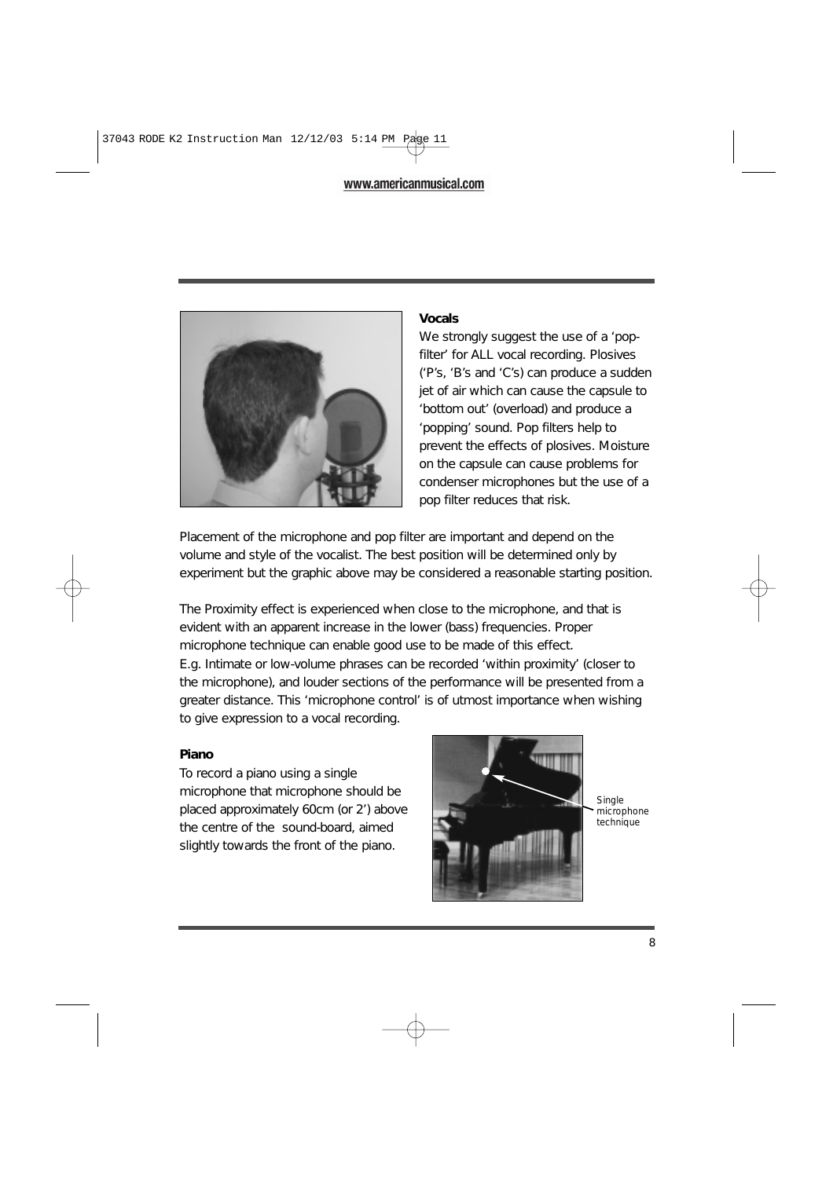### Vocals

We strongly suggest the use of a 'pop-filter' for ALL vocal recording. Plosives ('P's, 'B's and 'C's) can produce a sudden jet of air which can cause the capsule to 'bottom out' (overload) and produce a 'popping' sound. Pop filters help to prevent the effects of plosives. Moisture on the capsule can cause problems for condenser microphones but the use of a pop filter reduces that risk.

Placement of the microphone and pop filter are important and depend on the volume and style of the vocalist. The best position will be determined only by experiment but the graphic above may be considered a reasonable starting position.

The Proximity effect is experienced when close to the microphone, and that is evident with an apparent increase in the lower (bass) frequencies. Proper microphone technique can enable good use to be made of this effect.
E.g. Intimate or low-volume phrases can be recorded 'within proximity' (closer to the microphone), and louder sections of the performance will be presented from a greater distance. This 'microphone control' is of utmost importance when wishing to give expression to a vocal recording.

### Piano

To record a piano using a single microphone that microphone should be placed approximately 60cm (or 2') above the centre of the sound-board, aimed slightly towards the front of the piano.

Single microphone technique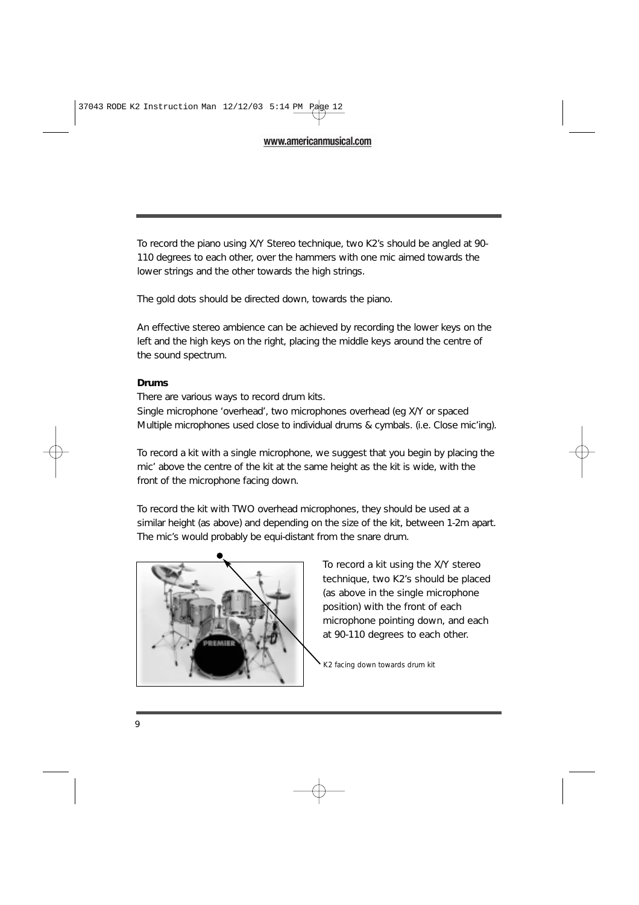To record the piano using X/Y Stereo technique, two K2's should be angled at 90-110 degrees to each other, over the hammers with one mic aimed towards the lower strings and the other towards the high strings.

The gold dots should be directed down, towards the piano.

An effective stereo ambience can be achieved by recording the lower keys on the left and the high keys on the right, placing the middle keys around the centre of the sound spectrum.

**Drums**

There are various ways to record drum kits.
Single microphone 'overhead', two microphones overhead (eg X/Y or spaced Multiple microphones used close to individual drums & cymbals. (i.e. Close mic'ing).

To record a kit with a single microphone, we suggest that you begin by placing the mic' above the centre of the kit at the same height as the kit is wide, with the front of the microphone facing down.

To record the kit with TWO overhead microphones, they should be used at a similar height (as above) and depending on the size of the kit, between 1-2m apart. The mic's would probably be equi-distant from the snare drum.

To record a kit using the X/Y stereo technique, two K2's should be placed (as above in the single microphone position) with the front of each microphone pointing down, and each at 90-110 degrees to each other.

K2 facing down towards drum kit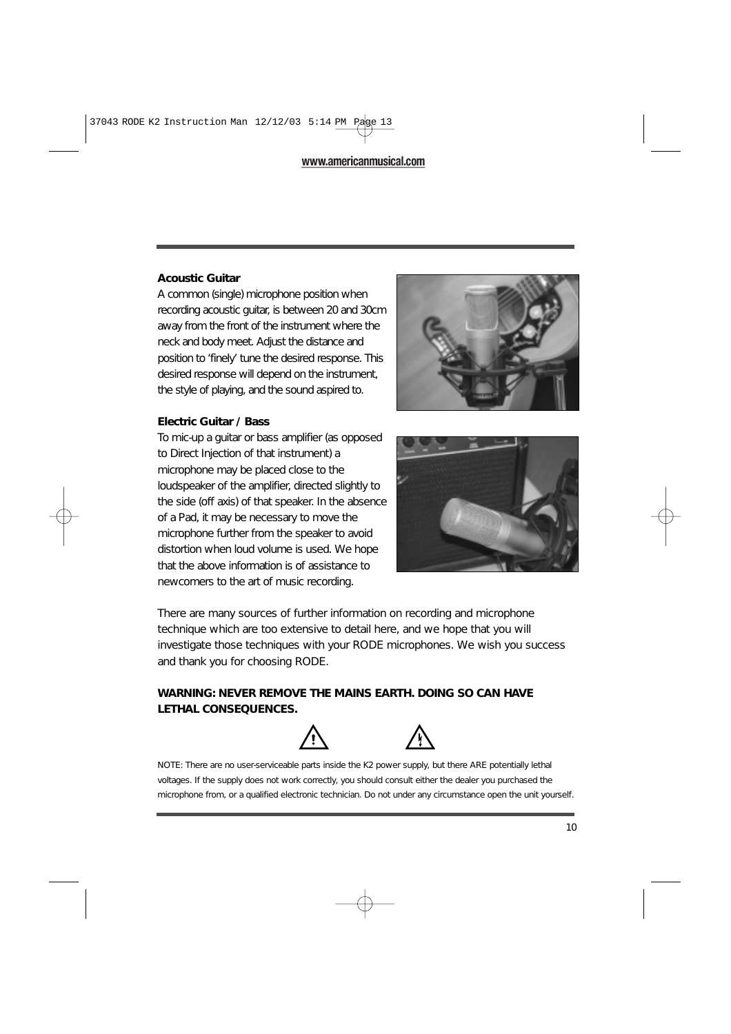**Acoustic Guitar**

A common (single) microphone position when recording acoustic guitar, is between 20 and 30cm away from the front of the instrument where the neck and body meet. Adjust the distance and position to 'finely' tune the desired response. This desired response will depend on the instrument, the style of playing, and the sound aspired to.

**Electric Guitar / Bass**

To mic-up a guitar or bass amplifier (as opposed to Direct Injection of that instrument) a microphone may be placed close to the loudspeaker of the amplifier, directed slightly to the side (off axis) of that speaker. In the absence of a Pad, it may be necessary to move the microphone further from the speaker to avoid distortion when loud volume is used. We hope that the above information is of assistance to newcomers to the art of music recording.

There are many sources of further information on recording and microphone technique which are too extensive to detail here, and we hope that you will investigate those techniques with your RODE microphones. We wish you success and thank you for choosing RODE.

**WARNING: NEVER REMOVE THE MAINS EARTH. DOING SO CAN HAVE LETHAL CONSEQUENCES.**

NOTE: There are no user-serviceable parts inside the K2 power supply, but there ARE potentially lethal voltages. If the supply does not work correctly, you should consult either the dealer you purchased the microphone from, or a qualified electronic technician. Do not under any circumstance open the unit yourself.